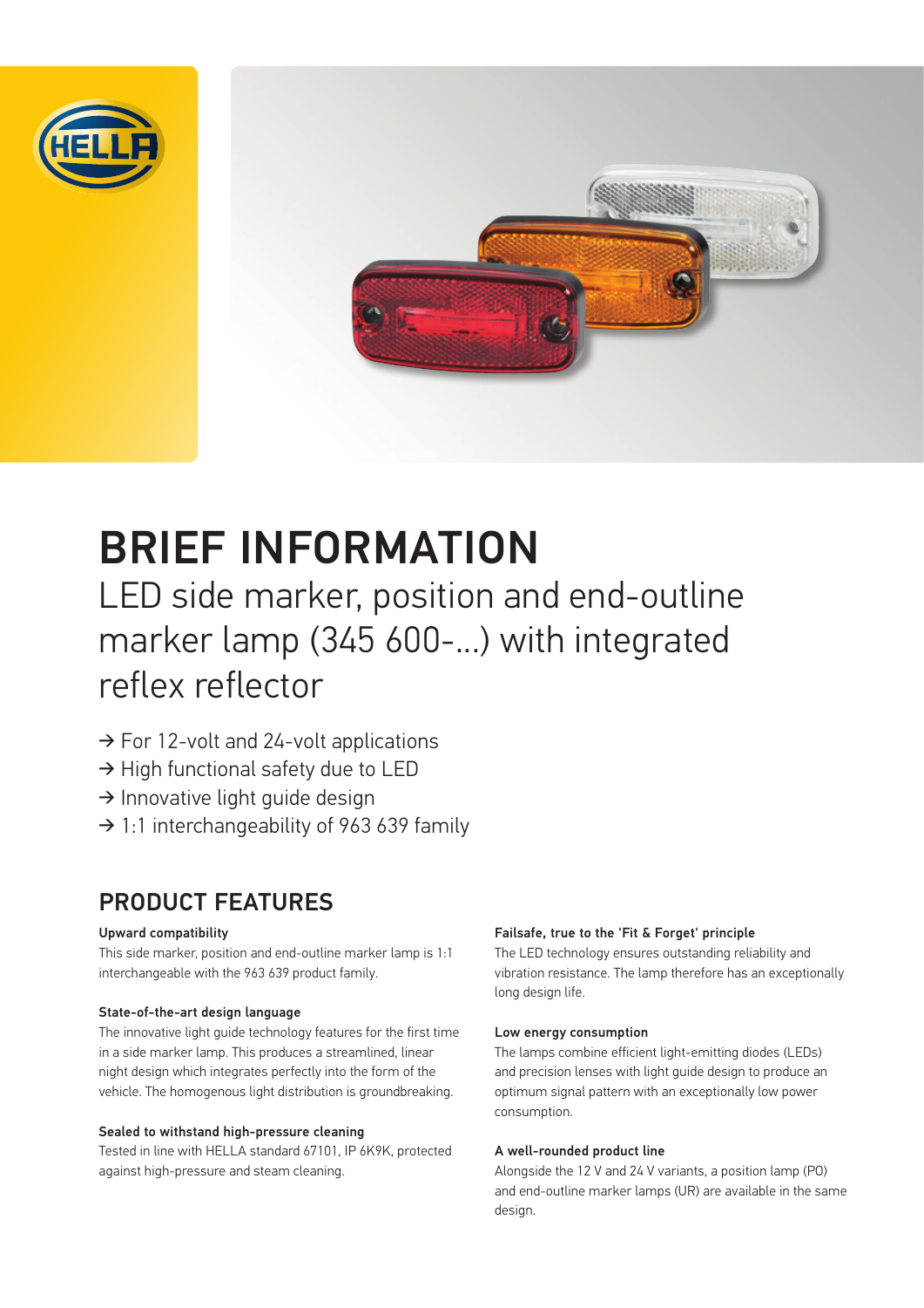# BRIEF INFORMATION

## LED side marker, position and end-outline marker lamp (345 600-...) with integrated reflex reflector

→ For 12-volt and 24-volt applications
→ High functional safety due to LED
→ Innovative light guide design
→ 1:1 interchangeability of 963 639 family

## PRODUCT FEATURES

**Upward compatibility**
This side marker, position and end-outline marker lamp is 1:1 interchangeable with the 963 639 product family.

**State-of-the-art design language**
The innovative light guide technology features for the first time in a side marker lamp. This produces a streamlined, linear night design which integrates perfectly into the form of the vehicle. The homogenous light distribution is groundbreaking.

**Sealed to withstand high-pressure cleaning**
Tested in line with HELLA standard 67101, IP 6K9K, protected against high-pressure and steam cleaning.

**Failsafe, true to the 'Fit & Forget' principle**
The LED technology ensures outstanding reliability and vibration resistance. The lamp therefore has an exceptionally long design life.

**Low energy consumption**
The lamps combine efficient light-emitting diodes (LEDs) and precision lenses with light guide design to produce an optimum signal pattern with an exceptionally low power consumption.

**A well-rounded product line**
Alongside the 12 V and 24 V variants, a position lamp (PO) and end-outline marker lamps (UR) are available in the same design.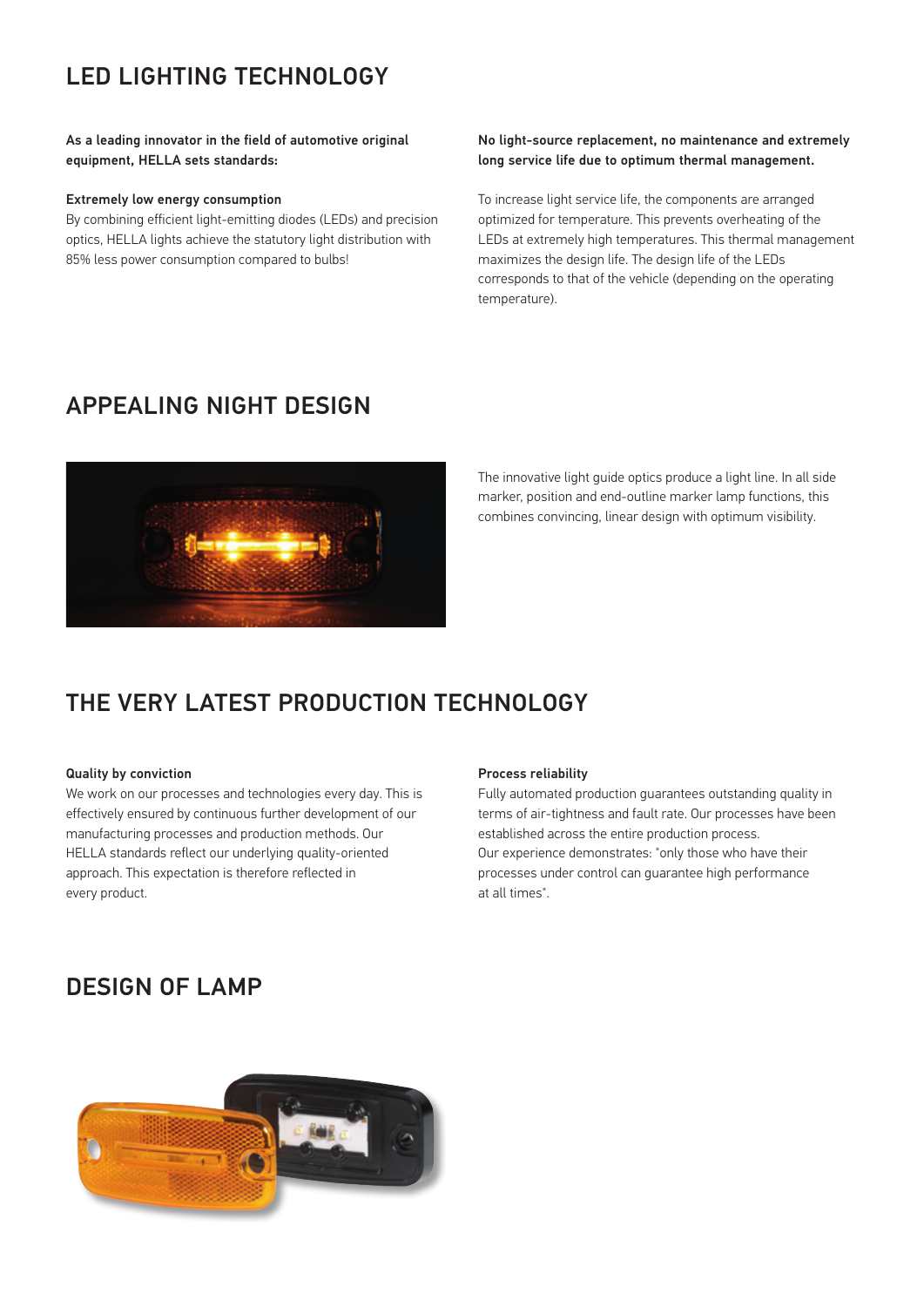# LED LIGHTING TECHNOLOGY

**As a leading innovator in the field of automotive original equipment, HELLA sets standards:**

**Extremely low energy consumption**
By combining efficient light-emitting diodes (LEDs) and precision optics, HELLA lights achieve the statutory light distribution with 85% less power consumption compared to bulbs!

**No light-source replacement, no maintenance and extremely long service life due to optimum thermal management.**

To increase light service life, the components are arranged optimized for temperature. This prevents overheating of the LEDs at extremely high temperatures. This thermal management maximizes the design life. The design life of the LEDs corresponds to that of the vehicle (depending on the operating temperature).

# APPEALING NIGHT DESIGN

The innovative light guide optics produce a light line. In all side marker, position and end-outline marker lamp functions, this combines convincing, linear design with optimum visibility.

# THE VERY LATEST PRODUCTION TECHNOLOGY

**Quality by conviction**
We work on our processes and technologies every day. This is effectively ensured by continuous further development of our manufacturing processes and production methods. Our HELLA standards reflect our underlying quality-oriented approach. This expectation is therefore reflected in every product.

**Process reliability**
Fully automated production guarantees outstanding quality in terms of air-tightness and fault rate. Our processes have been established across the entire production process.
Our experience demonstrates: "only those who have their processes under control can guarantee high performance at all times".

# DESIGN OF LAMP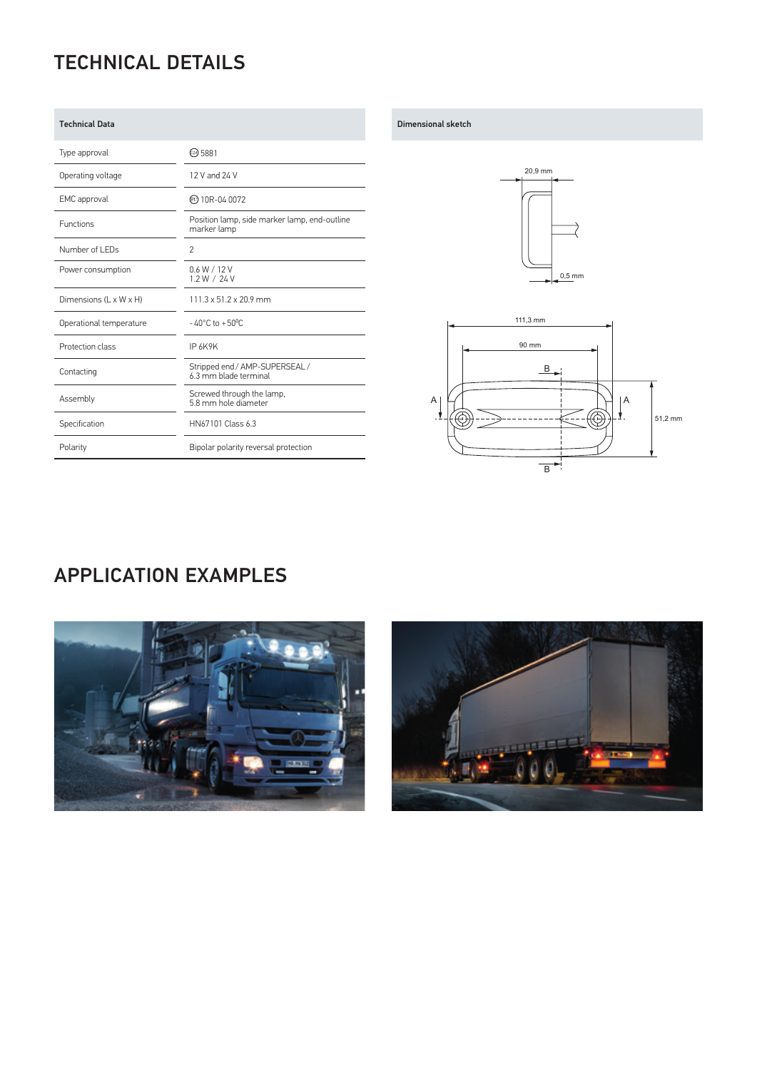# TECHNICAL DETAILS

| Technical Data | |
|---|---|
| Type approval | E4 5881 |
| Operating voltage | 12 V and 24 V |
| EMC approval | E1 10R-04 0072 |
| Functions | Position lamp, side marker lamp, end-outline marker lamp |
| Number of LEDs | 2 |
| Power consumption | 0.6 W / 12 V<br>1.2 W / 24 V |
| Dimensions (L x W x H) | 111.3 x 51.2 x 20.9 mm |
| Operational temperature | - 40°C to + 50°C |
| Protection class | IP 6K9K |
| Contacting | Stripped end / AMP-SUPERSEAL / 6.3 mm blade terminal |
| Assembly | Screwed through the lamp, 5.8 mm hole diameter |
| Specification | HN67101 Class 6.3 |
| Polarity | Bipolar polarity reversal protection |

**Dimensional sketch**

20,9 mm

0,5 mm

111,3 mm

90 mm

51,2 mm

A A B B

# APPLICATION EXAMPLES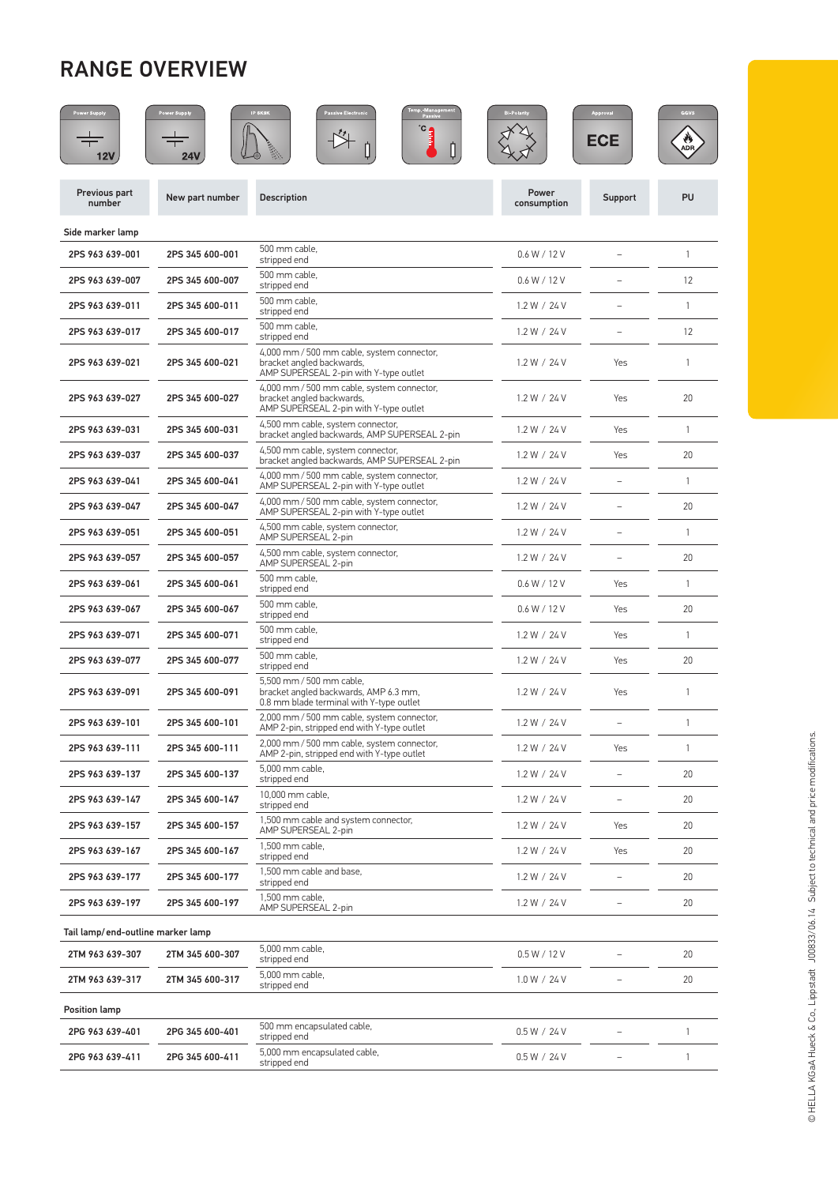# RANGE OVERVIEW

Power Supply 12V | Power Supply 24V | IP 6K9K | Passive Electronic | Temp.-Management Passive | Bi-Polarity | Approval ECE | GGVS ADR

| Previous part number | New part number | Description | Power consumption | Support | PU |
|---|---|---|---|---|---|
| **Side marker lamp** | | | | | |
| 2PS 963 639-001 | 2PS 345 600-001 | 500 mm cable, stripped end | 0.6 W / 12 V | – | 1 |
| 2PS 963 639-007 | 2PS 345 600-007 | 500 mm cable, stripped end | 0.6 W / 12 V | – | 12 |
| 2PS 963 639-011 | 2PS 345 600-011 | 500 mm cable, stripped end | 1.2 W / 24 V | – | 1 |
| 2PS 963 639-017 | 2PS 345 600-017 | 500 mm cable, stripped end | 1.2 W / 24 V | – | 12 |
| 2PS 963 639-021 | 2PS 345 600-021 | 4,000 mm / 500 mm cable, system connector, bracket angled backwards, AMP SUPERSEAL 2-pin with Y-type outlet | 1.2 W / 24 V | Yes | 1 |
| 2PS 963 639-027 | 2PS 345 600-027 | 4,000 mm / 500 mm cable, system connector, bracket angled backwards, AMP SUPERSEAL 2-pin with Y-type outlet | 1.2 W / 24 V | Yes | 20 |
| 2PS 963 639-031 | 2PS 345 600-031 | 4,500 mm cable, system connector, bracket angled backwards, AMP SUPERSEAL 2-pin | 1.2 W / 24 V | Yes | 1 |
| 2PS 963 639-037 | 2PS 345 600-037 | 4,500 mm cable, system connector, bracket angled backwards, AMP SUPERSEAL 2-pin | 1.2 W / 24 V | Yes | 20 |
| 2PS 963 639-041 | 2PS 345 600-041 | 4,000 mm / 500 mm cable, system connector, AMP SUPERSEAL 2-pin with Y-type outlet | 1.2 W / 24 V | – | 1 |
| 2PS 963 639-047 | 2PS 345 600-047 | 4,000 mm / 500 mm cable, system connector, AMP SUPERSEAL 2-pin with Y-type outlet | 1.2 W / 24 V | – | 20 |
| 2PS 963 639-051 | 2PS 345 600-051 | 4,500 mm cable, system connector, AMP SUPERSEAL 2-pin | 1.2 W / 24 V | – | 1 |
| 2PS 963 639-057 | 2PS 345 600-057 | 4,500 mm cable, system connector, AMP SUPERSEAL 2-pin | 1.2 W / 24 V | – | 20 |
| 2PS 963 639-061 | 2PS 345 600-061 | 500 mm cable, stripped end | 0.6 W / 12 V | Yes | 1 |
| 2PS 963 639-067 | 2PS 345 600-067 | 500 mm cable, stripped end | 0.6 W / 12 V | Yes | 20 |
| 2PS 963 639-071 | 2PS 345 600-071 | 500 mm cable, stripped end | 1.2 W / 24 V | Yes | 1 |
| 2PS 963 639-077 | 2PS 345 600-077 | 500 mm cable, stripped end | 1.2 W / 24 V | Yes | 20 |
| 2PS 963 639-091 | 2PS 345 600-091 | 5,500 mm / 500 mm cable, bracket angled backwards, AMP 6.3 mm, 0.8 mm blade terminal with Y-type outlet | 1.2 W / 24 V | Yes | 1 |
| 2PS 963 639-101 | 2PS 345 600-101 | 2,000 mm / 500 mm cable, system connector, AMP 2-pin, stripped end with Y-type outlet | 1.2 W / 24 V | – | 1 |
| 2PS 963 639-111 | 2PS 345 600-111 | 2,000 mm / 500 mm cable, system connector, AMP 2-pin, stripped end with Y-type outlet | 1.2 W / 24 V | Yes | 1 |
| 2PS 963 639-137 | 2PS 345 600-137 | 5,000 mm cable, stripped end | 1.2 W / 24 V | – | 20 |
| 2PS 963 639-147 | 2PS 345 600-147 | 10,000 mm cable, stripped end | 1.2 W / 24 V | – | 20 |
| 2PS 963 639-157 | 2PS 345 600-157 | 1,500 mm cable and system connector, AMP SUPERSEAL 2-pin | 1.2 W / 24 V | Yes | 20 |
| 2PS 963 639-167 | 2PS 345 600-167 | 1,500 mm cable, stripped end | 1.2 W / 24 V | Yes | 20 |
| 2PS 963 639-177 | 2PS 345 600-177 | 1,500 mm cable and base, stripped end | 1.2 W / 24 V | – | 20 |
| 2PS 963 639-197 | 2PS 345 600-197 | 1,500 mm cable, AMP SUPERSEAL 2-pin | 1.2 W / 24 V | – | 20 |
| **Tail lamp/end-outline marker lamp** | | | | | |
| 2TM 963 639-307 | 2TM 345 600-307 | 5,000 mm cable, stripped end | 0.5 W / 12 V | – | 20 |
| 2TM 963 639-317 | 2TM 345 600-317 | 5,000 mm cable, stripped end | 1.0 W / 24 V | – | 20 |
| **Position lamp** | | | | | |
| 2PG 963 639-401 | 2PG 345 600-401 | 500 mm encapsulated cable, stripped end | 0.5 W / 24 V | – | 1 |
| 2PG 963 639-411 | 2PG 345 600-411 | 5,000 mm encapsulated cable, stripped end | 0.5 W / 24 V | – | 1 |

© HELLA KGaA Hueck & Co., Lippstadt J00833/06.14 Subject to technical and price modifications.